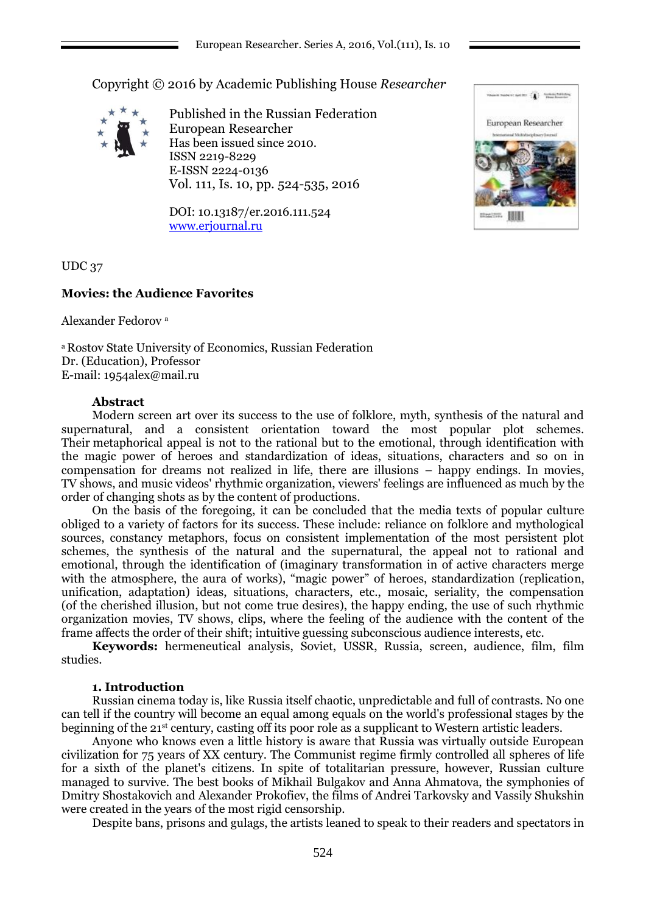Copyright © 2016 by Academic Publishing House *Researcher*

Published in the Russian Federation
European Researcher
Has been issued since 2010.
ISSN 2219-8229
E-ISSN 2224-0136
Vol. 111, Is. 10, pp. 524-535, 2016

DOI: 10.13187/er.2016.111.524
www.erjournal.ru

UDC 37

# Movies: the Audience Favorites

Alexander Fedorov [a]

[a] Rostov State University of Economics, Russian Federation
Dr. (Education), Professor
E-mail: 1954alex@mail.ru

**Abstract**

Modern screen art over its success to the use of folklore, myth, synthesis of the natural and supernatural, and a consistent orientation toward the most popular plot schemes. Their metaphorical appeal is not to the rational but to the emotional, through identification with the magic power of heroes and standardization of ideas, situations, characters and so on in compensation for dreams not realized in life, there are illusions – happy endings. In movies, TV shows, and music videos' rhythmic organization, viewers' feelings are influenced as much by the order of changing shots as by the content of productions.

On the basis of the foregoing, it can be concluded that the media texts of popular culture obliged to a variety of factors for its success. These include: reliance on folklore and mythological sources, constancy metaphors, focus on consistent implementation of the most persistent plot schemes, the synthesis of the natural and the supernatural, the appeal not to rational and emotional, through the identification of (imaginary transformation in of active characters merge with the atmosphere, the aura of works), "magic power" of heroes, standardization (replication, unification, adaptation) ideas, situations, characters, etc., mosaic, seriality, the compensation (of the cherished illusion, but not come true desires), the happy ending, the use of such rhythmic organization movies, TV shows, clips, where the feeling of the audience with the content of the frame affects the order of their shift; intuitive guessing subconscious audience interests, etc.

**Keywords:** hermeneutical analysis, Soviet, USSR, Russia, screen, audience, film, film studies.

## 1. Introduction

Russian cinema today is, like Russia itself chaotic, unpredictable and full of contrasts. No one can tell if the country will become an equal among equals on the world's professional stages by the beginning of the 21st century, casting off its poor role as a supplicant to Western artistic leaders.

Anyone who knows even a little history is aware that Russia was virtually outside European civilization for 75 years of XX century. The Communist regime firmly controlled all spheres of life for a sixth of the planet's citizens. In spite of totalitarian pressure, however, Russian culture managed to survive. The best books of Mikhail Bulgakov and Anna Ahmatova, the symphonies of Dmitry Shostakovich and Alexander Prokofiev, the films of Andrei Tarkovsky and Vassily Shukshin were created in the years of the most rigid censorship.

Despite bans, prisons and gulags, the artists leaned to speak to their readers and spectators in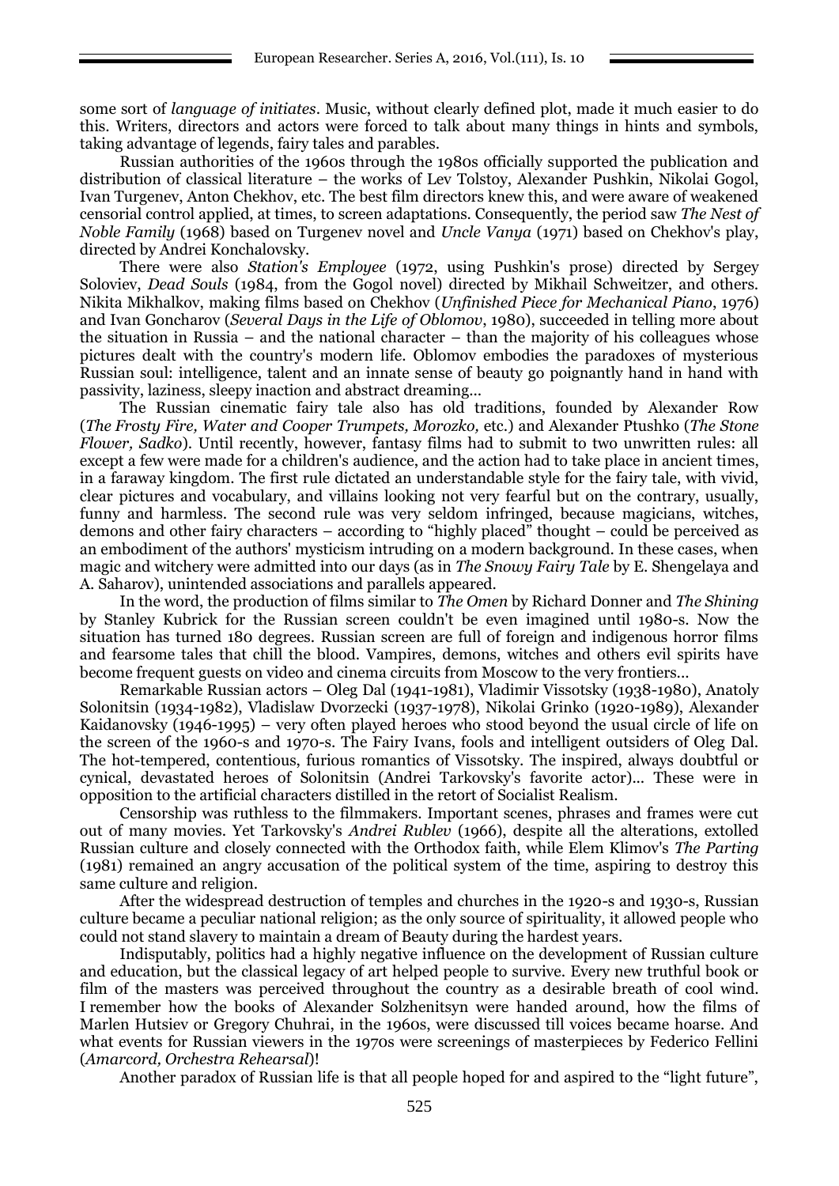some sort of *language of initiates*. Music, without clearly defined plot, made it much easier to do this. Writers, directors and actors were forced to talk about many things in hints and symbols, taking advantage of legends, fairy tales and parables.

Russian authorities of the 1960s through the 1980s officially supported the publication and distribution of classical literature – the works of Lev Tolstoy, Alexander Pushkin, Nikolai Gogol, Ivan Turgenev, Anton Chekhov, etc. The best film directors knew this, and were aware of weakened censorial control applied, at times, to screen adaptations. Consequently, the period saw *The Nest of Noble Family* (1968) based on Turgenev novel and *Uncle Vanya* (1971) based on Chekhov's play, directed by Andrei Konchalovsky.

There were also *Station's Employee* (1972, using Pushkin's prose) directed by Sergey Soloviev, *Dead Souls* (1984, from the Gogol novel) directed by Mikhail Schweitzer, and others. Nikita Mikhalkov, making films based on Chekhov (*Unfinished Piece for Mechanical Piano*, 1976) and Ivan Goncharov (*Several Days in the Life of Oblomov*, 1980), succeeded in telling more about the situation in Russia – and the national character – than the majority of his colleagues whose pictures dealt with the country's modern life. Oblomov embodies the paradoxes of mysterious Russian soul: intelligence, talent and an innate sense of beauty go poignantly hand in hand with passivity, laziness, sleepy inaction and abstract dreaming...

The Russian cinematic fairy tale also has old traditions, founded by Alexander Row (*The Frosty Fire, Water and Cooper Trumpets, Morozko,* etc.) and Alexander Ptushko (*The Stone Flower, Sadko*). Until recently, however, fantasy films had to submit to two unwritten rules: all except a few were made for a children's audience, and the action had to take place in ancient times, in a faraway kingdom. The first rule dictated an understandable style for the fairy tale, with vivid, clear pictures and vocabulary, and villains looking not very fearful but on the contrary, usually, funny and harmless. The second rule was very seldom infringed, because magicians, witches, demons and other fairy characters – according to "highly placed" thought – could be perceived as an embodiment of the authors' mysticism intruding on a modern background. In these cases, when magic and witchery were admitted into our days (as in *The Snowy Fairy Tale* by E. Shengelaya and A. Saharov), unintended associations and parallels appeared.

In the word, the production of films similar to *The Omen* by Richard Donner and *The Shining* by Stanley Kubrick for the Russian screen couldn't be even imagined until 1980-s. Now the situation has turned 180 degrees. Russian screen are full of foreign and indigenous horror films and fearsome tales that chill the blood. Vampires, demons, witches and others evil spirits have become frequent guests on video and cinema circuits from Moscow to the very frontiers...

Remarkable Russian actors – Oleg Dal (1941-1981), Vladimir Vissotsky (1938-1980), Anatoly Solonitsin (1934-1982), Vladislaw Dvorzecki (1937-1978), Nikolai Grinko (1920-1989), Alexander Kaidanovsky (1946-1995) – very often played heroes who stood beyond the usual circle of life on the screen of the 1960-s and 1970-s. The Fairy Ivans, fools and intelligent outsiders of Oleg Dal. The hot-tempered, contentious, furious romantics of Vissotsky. The inspired, always doubtful or cynical, devastated heroes of Solonitsin (Andrei Tarkovsky's favorite actor)... These were in opposition to the artificial characters distilled in the retort of Socialist Realism.

Censorship was ruthless to the filmmakers. Important scenes, phrases and frames were cut out of many movies. Yet Tarkovsky's *Andrei Rublev* (1966), despite all the alterations, extolled Russian culture and closely connected with the Orthodox faith, while Elem Klimov's *The Parting* (1981) remained an angry accusation of the political system of the time, aspiring to destroy this same culture and religion.

After the widespread destruction of temples and churches in the 1920-s and 1930-s, Russian culture became a peculiar national religion; as the only source of spirituality, it allowed people who could not stand slavery to maintain a dream of Beauty during the hardest years.

Indisputably, politics had a highly negative influence on the development of Russian culture and education, but the classical legacy of art helped people to survive. Every new truthful book or film of the masters was perceived throughout the country as a desirable breath of cool wind. I remember how the books of Alexander Solzhenitsyn were handed around, how the films of Marlen Hutsiev or Gregory Chuhrai, in the 1960s, were discussed till voices became hoarse. And what events for Russian viewers in the 1970s were screenings of masterpieces by Federico Fellini (*Amarcord, Orchestra Rehearsal*)!

Another paradox of Russian life is that all people hoped for and aspired to the "light future",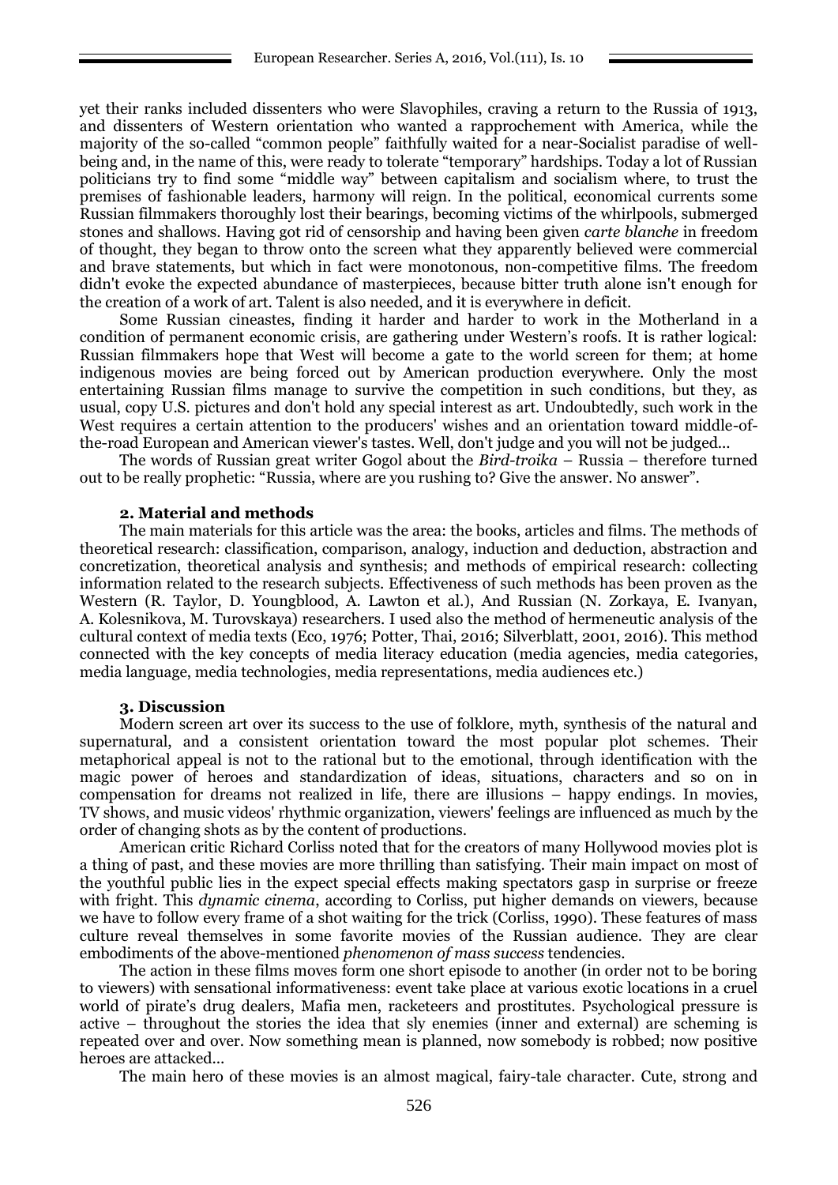yet their ranks included dissenters who were Slavophiles, craving a return to the Russia of 1913, and dissenters of Western orientation who wanted a rapprochement with America, while the majority of the so-called "common people" faithfully waited for a near-Socialist paradise of well-being and, in the name of this, were ready to tolerate "temporary" hardships. Today a lot of Russian politicians try to find some "middle way" between capitalism and socialism where, to trust the premises of fashionable leaders, harmony will reign. In the political, economical currents some Russian filmmakers thoroughly lost their bearings, becoming victims of the whirlpools, submerged stones and shallows. Having got rid of censorship and having been given *carte blanche* in freedom of thought, they began to throw onto the screen what they apparently believed were commercial and brave statements, but which in fact were monotonous, non-competitive films. The freedom didn't evoke the expected abundance of masterpieces, because bitter truth alone isn't enough for the creation of a work of art. Talent is also needed, and it is everywhere in deficit.

Some Russian cineastes, finding it harder and harder to work in the Motherland in a condition of permanent economic crisis, are gathering under Western's roofs. It is rather logical: Russian filmmakers hope that West will become a gate to the world screen for them; at home indigenous movies are being forced out by American production everywhere. Only the most entertaining Russian films manage to survive the competition in such conditions, but they, as usual, copy U.S. pictures and don't hold any special interest as art. Undoubtedly, such work in the West requires a certain attention to the producers' wishes and an orientation toward middle-of-the-road European and American viewer's tastes. Well, don't judge and you will not be judged...

The words of Russian great writer Gogol about the *Bird-troika* – Russia – therefore turned out to be really prophetic: "Russia, where are you rushing to? Give the answer. No answer".

## 2. Material and methods

The main materials for this article was the area: the books, articles and films. The methods of theoretical research: classification, comparison, analogy, induction and deduction, abstraction and concretization, theoretical analysis and synthesis; and methods of empirical research: collecting information related to the research subjects. Effectiveness of such methods has been proven as the Western (R. Taylor, D. Youngblood, A. Lawton et al.), And Russian (N. Zorkaya, E. Ivanyan, A. Kolesnikova, M. Turovskaya) researchers. I used also the method of hermeneutic analysis of the cultural context of media texts (Eco, 1976; Potter, Thai, 2016; Silverblatt, 2001, 2016). This method connected with the key concepts of media literacy education (media agencies, media categories, media language, media technologies, media representations, media audiences etc.)

## 3. Discussion

Modern screen art over its success to the use of folklore, myth, synthesis of the natural and supernatural, and a consistent orientation toward the most popular plot schemes. Their metaphorical appeal is not to the rational but to the emotional, through identification with the magic power of heroes and standardization of ideas, situations, characters and so on in compensation for dreams not realized in life, there are illusions – happy endings. In movies, TV shows, and music videos' rhythmic organization, viewers' feelings are influenced as much by the order of changing shots as by the content of productions.

American critic Richard Corliss noted that for the creators of many Hollywood movies plot is a thing of past, and these movies are more thrilling than satisfying. Their main impact on most of the youthful public lies in the expect special effects making spectators gasp in surprise or freeze with fright. This *dynamic cinema*, according to Corliss, put higher demands on viewers, because we have to follow every frame of a shot waiting for the trick (Corliss, 1990). These features of mass culture reveal themselves in some favorite movies of the Russian audience. They are clear embodiments of the above-mentioned *phenomenon of mass success* tendencies.

The action in these films moves form one short episode to another (in order not to be boring to viewers) with sensational informativeness: event take place at various exotic locations in a cruel world of pirate's drug dealers, Mafia men, racketeers and prostitutes. Psychological pressure is active – throughout the stories the idea that sly enemies (inner and external) are scheming is repeated over and over. Now something mean is planned, now somebody is robbed; now positive heroes are attacked...

The main hero of these movies is an almost magical, fairy-tale character. Cute, strong and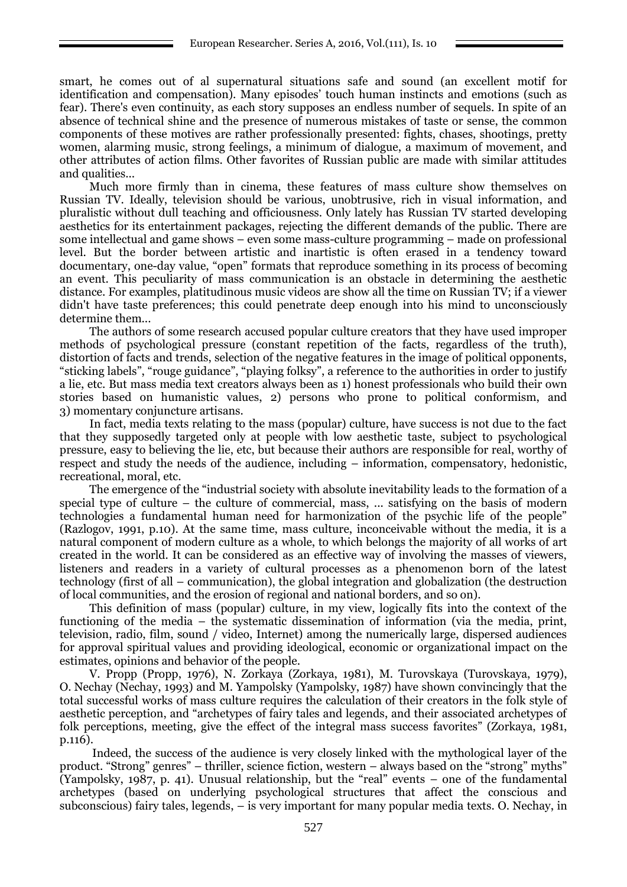smart, he comes out of al supernatural situations safe and sound (an excellent motif for identification and compensation). Many episodes' touch human instincts and emotions (such as fear). There's even continuity, as each story supposes an endless number of sequels. In spite of an absence of technical shine and the presence of numerous mistakes of taste or sense, the common components of these motives are rather professionally presented: fights, chases, shootings, pretty women, alarming music, strong feelings, a minimum of dialogue, a maximum of movement, and other attributes of action films. Other favorites of Russian public are made with similar attitudes and qualities…

Much more firmly than in cinema, these features of mass culture show themselves on Russian TV. Ideally, television should be various, unobtrusive, rich in visual information, and pluralistic without dull teaching and officiousness. Only lately has Russian TV started developing aesthetics for its entertainment packages, rejecting the different demands of the public. There are some intellectual and game shows – even some mass-culture programming – made on professional level. But the border between artistic and inartistic is often erased in a tendency toward documentary, one-day value, "open" formats that reproduce something in its process of becoming an event. This peculiarity of mass communication is an obstacle in determining the aesthetic distance. For examples, platitudinous music videos are show all the time on Russian TV; if a viewer didn't have taste preferences; this could penetrate deep enough into his mind to unconsciously determine them…

The authors of some research accused popular culture creators that they have used improper methods of psychological pressure (constant repetition of the facts, regardless of the truth), distortion of facts and trends, selection of the negative features in the image of political opponents, "sticking labels", "rouge guidance", "playing folksy", a reference to the authorities in order to justify a lie, etc. But mass media text creators always been as 1) honest professionals who build their own stories based on humanistic values, 2) persons who prone to political conformism, and 3) momentary conjuncture artisans.

In fact, media texts relating to the mass (popular) culture, have success is not due to the fact that they supposedly targeted only at people with low aesthetic taste, subject to psychological pressure, easy to believing the lie, etc, but because their authors are responsible for real, worthy of respect and study the needs of the audience, including – information, compensatory, hedonistic, recreational, moral, etc.

The emergence of the "industrial society with absolute inevitability leads to the formation of a special type of culture – the culture of commercial, mass, ... satisfying on the basis of modern technologies a fundamental human need for harmonization of the psychic life of the people" (Razlogov, 1991, p.10). At the same time, mass culture, inconceivable without the media, it is a natural component of modern culture as a whole, to which belongs the majority of all works of art created in the world. It can be considered as an effective way of involving the masses of viewers, listeners and readers in a variety of cultural processes as a phenomenon born of the latest technology (first of all – communication), the global integration and globalization (the destruction of local communities, and the erosion of regional and national borders, and so on).

This definition of mass (popular) culture, in my view, logically fits into the context of the functioning of the media – the systematic dissemination of information (via the media, print, television, radio, film, sound / video, Internet) among the numerically large, dispersed audiences for approval spiritual values and providing ideological, economic or organizational impact on the estimates, opinions and behavior of the people.

V. Propp (Propp, 1976), N. Zorkaya (Zorkaya, 1981), M. Turovskaya (Turovskaya, 1979), O. Nechay (Nechay, 1993) and M. Yampolsky (Yampolsky, 1987) have shown convincingly that the total successful works of mass culture requires the calculation of their creators in the folk style of aesthetic perception, and "archetypes of fairy tales and legends, and their associated archetypes of folk perceptions, meeting, give the effect of the integral mass success favorites" (Zorkaya, 1981, p.116).

Indeed, the success of the audience is very closely linked with the mythological layer of the product. "Strong" genres" – thriller, science fiction, western – always based on the "strong" myths" (Yampolsky, 1987, p. 41). Unusual relationship, but the "real" events – one of the fundamental archetypes (based on underlying psychological structures that affect the conscious and subconscious) fairy tales, legends, – is very important for many popular media texts. O. Nechay, in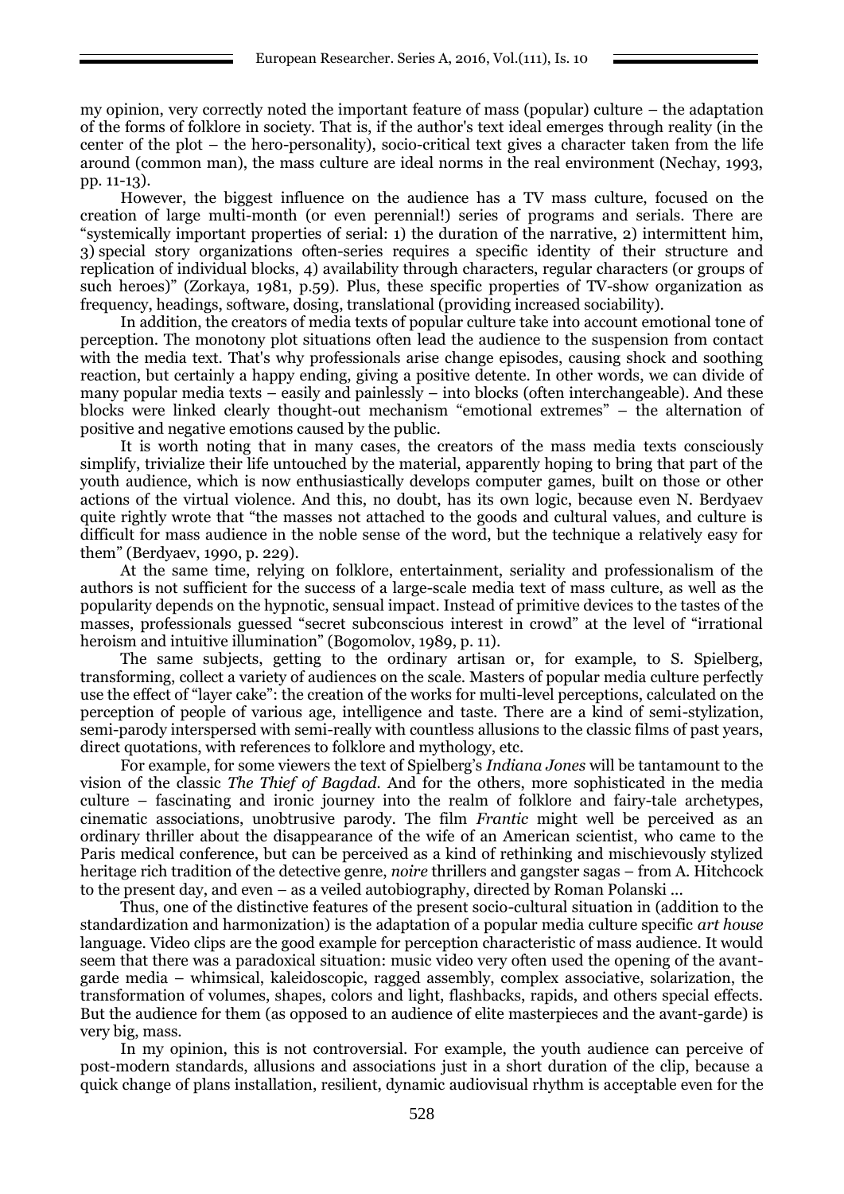my opinion, very correctly noted the important feature of mass (popular) culture – the adaptation of the forms of folklore in society. That is, if the author's text ideal emerges through reality (in the center of the plot – the hero-personality), socio-critical text gives a character taken from the life around (common man), the mass culture are ideal norms in the real environment (Nechay, 1993, pp. 11-13).

However, the biggest influence on the audience has a TV mass culture, focused on the creation of large multi-month (or even perennial!) series of programs and serials. There are "systemically important properties of serial: 1) the duration of the narrative, 2) intermittent him, 3) special story organizations often-series requires a specific identity of their structure and replication of individual blocks, 4) availability through characters, regular characters (or groups of such heroes)" (Zorkaya, 1981, p.59). Plus, these specific properties of TV-show organization as frequency, headings, software, dosing, translational (providing increased sociability).

In addition, the creators of media texts of popular culture take into account emotional tone of perception. The monotony plot situations often lead the audience to the suspension from contact with the media text. That's why professionals arise change episodes, causing shock and soothing reaction, but certainly a happy ending, giving a positive detente. In other words, we can divide of many popular media texts – easily and painlessly – into blocks (often interchangeable). And these blocks were linked clearly thought-out mechanism "emotional extremes" – the alternation of positive and negative emotions caused by the public.

It is worth noting that in many cases, the creators of the mass media texts consciously simplify, trivialize their life untouched by the material, apparently hoping to bring that part of the youth audience, which is now enthusiastically develops computer games, built on those or other actions of the virtual violence. And this, no doubt, has its own logic, because even N. Berdyaev quite rightly wrote that "the masses not attached to the goods and cultural values, and culture is difficult for mass audience in the noble sense of the word, but the technique a relatively easy for them" (Berdyaev, 1990, p. 229).

At the same time, relying on folklore, entertainment, seriality and professionalism of the authors is not sufficient for the success of a large-scale media text of mass culture, as well as the popularity depends on the hypnotic, sensual impact. Instead of primitive devices to the tastes of the masses, professionals guessed "secret subconscious interest in crowd" at the level of "irrational heroism and intuitive illumination" (Bogomolov, 1989, p. 11).

The same subjects, getting to the ordinary artisan or, for example, to S. Spielberg, transforming, collect a variety of audiences on the scale. Masters of popular media culture perfectly use the effect of "layer cake": the creation of the works for multi-level perceptions, calculated on the perception of people of various age, intelligence and taste. There are a kind of semi-stylization, semi-parody interspersed with semi-really with countless allusions to the classic films of past years, direct quotations, with references to folklore and mythology, etc.

For example, for some viewers the text of Spielberg's *Indiana Jones* will be tantamount to the vision of the classic *The Thief of Bagdad*. And for the others, more sophisticated in the media culture – fascinating and ironic journey into the realm of folklore and fairy-tale archetypes, cinematic associations, unobtrusive parody. The film *Frantic* might well be perceived as an ordinary thriller about the disappearance of the wife of an American scientist, who came to the Paris medical conference, but can be perceived as a kind of rethinking and mischievously stylized heritage rich tradition of the detective genre, *noire* thrillers and gangster sagas – from A. Hitchcock to the present day, and even – as a veiled autobiography, directed by Roman Polanski ...

Thus, one of the distinctive features of the present socio-cultural situation in (addition to the standardization and harmonization) is the adaptation of a popular media culture specific *art house* language. Video clips are the good example for perception characteristic of mass audience. It would seem that there was a paradoxical situation: music video very often used the opening of the avant-garde media – whimsical, kaleidoscopic, ragged assembly, complex associative, solarization, the transformation of volumes, shapes, colors and light, flashbacks, rapids, and others special effects. But the audience for them (as opposed to an audience of elite masterpieces and the avant-garde) is very big, mass.

In my opinion, this is not controversial. For example, the youth audience can perceive of post-modern standards, allusions and associations just in a short duration of the clip, because a quick change of plans installation, resilient, dynamic audiovisual rhythm is acceptable even for the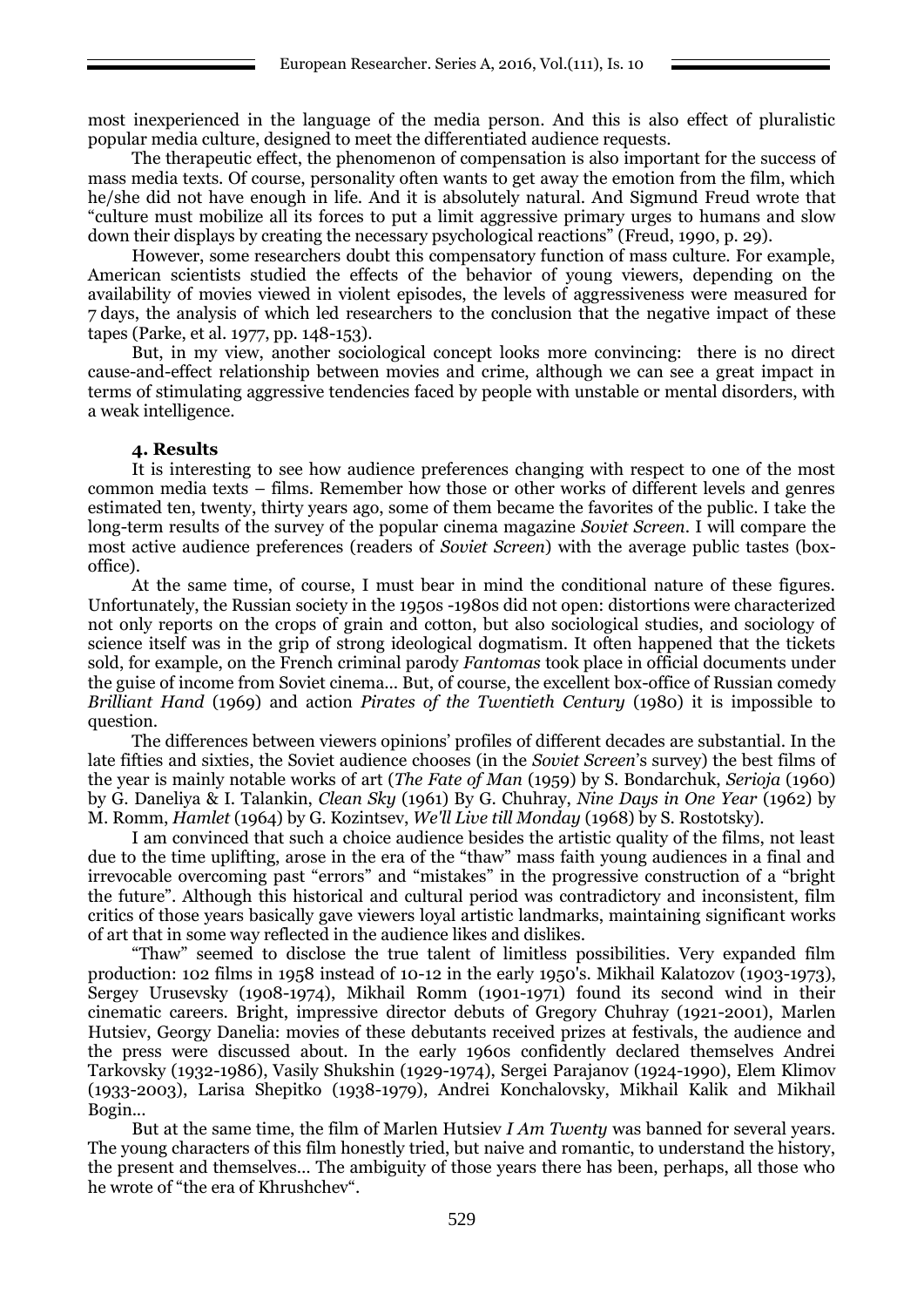most inexperienced in the language of the media person. And this is also effect of pluralistic popular media culture, designed to meet the differentiated audience requests.

The therapeutic effect, the phenomenon of compensation is also important for the success of mass media texts. Of course, personality often wants to get away the emotion from the film, which he/she did not have enough in life. And it is absolutely natural. And Sigmund Freud wrote that "culture must mobilize all its forces to put a limit aggressive primary urges to humans and slow down their displays by creating the necessary psychological reactions" (Freud, 1990, p. 29).

However, some researchers doubt this compensatory function of mass culture. For example, American scientists studied the effects of the behavior of young viewers, depending on the availability of movies viewed in violent episodes, the levels of aggressiveness were measured for 7 days, the analysis of which led researchers to the conclusion that the negative impact of these tapes (Parke, et al. 1977, pp. 148-153).

But, in my view, another sociological concept looks more convincing: there is no direct cause-and-effect relationship between movies and crime, although we can see a great impact in terms of stimulating aggressive tendencies faced by people with unstable or mental disorders, with a weak intelligence.

### 4. Results

It is interesting to see how audience preferences changing with respect to one of the most common media texts – films. Remember how those or other works of different levels and genres estimated ten, twenty, thirty years ago, some of them became the favorites of the public. I take the long-term results of the survey of the popular cinema magazine *Soviet Screen*. I will compare the most active audience preferences (readers of *Soviet Screen*) with the average public tastes (box-office).

At the same time, of course, I must bear in mind the conditional nature of these figures. Unfortunately, the Russian society in the 1950s -1980s did not open: distortions were characterized not only reports on the crops of grain and cotton, but also sociological studies, and sociology of science itself was in the grip of strong ideological dogmatism. It often happened that the tickets sold, for example, on the French criminal parody *Fantomas* took place in official documents under the guise of income from Soviet cinema... But, of course, the excellent box-office of Russian comedy *Brilliant Hand* (1969) and action *Pirates of the Twentieth Century* (1980) it is impossible to question.

The differences between viewers opinions' profiles of different decades are substantial. In the late fifties and sixties, the Soviet audience chooses (in the *Soviet Screen*'s survey) the best films of the year is mainly notable works of art (*The Fate of Man* (1959) by S. Bondarchuk, *Serioja* (1960) by G. Daneliya & I. Talankin, *Clean Sky* (1961) By G. Chuhray, *Nine Days in One Year* (1962) by M. Romm, *Hamlet* (1964) by G. Kozintsev, *We'll Live till Monday* (1968) by S. Rostotsky).

I am convinced that such a choice audience besides the artistic quality of the films, not least due to the time uplifting, arose in the era of the "thaw" mass faith young audiences in a final and irrevocable overcoming past "errors" and "mistakes" in the progressive construction of a "bright the future". Although this historical and cultural period was contradictory and inconsistent, film critics of those years basically gave viewers loyal artistic landmarks, maintaining significant works of art that in some way reflected in the audience likes and dislikes.

"Thaw" seemed to disclose the true talent of limitless possibilities. Very expanded film production: 102 films in 1958 instead of 10-12 in the early 1950's. Mikhail Kalatozov (1903-1973), Sergey Urusevsky (1908-1974), Mikhail Romm (1901-1971) found its second wind in their cinematic careers. Bright, impressive director debuts of Gregory Chuhray (1921-2001), Marlen Hutsiev, Georgy Danelia: movies of these debutants received prizes at festivals, the audience and the press were discussed about. In the early 1960s confidently declared themselves Andrei Tarkovsky (1932-1986), Vasily Shukshin (1929-1974), Sergei Parajanov (1924-1990), Elem Klimov (1933-2003), Larisa Shepitko (1938-1979), Andrei Konchalovsky, Mikhail Kalik and Mikhail Bogin...

But at the same time, the film of Marlen Hutsiev *I Am Twenty* was banned for several years. The young characters of this film honestly tried, but naive and romantic, to understand the history, the present and themselves... The ambiguity of those years there has been, perhaps, all those who he wrote of "the era of Khrushchev".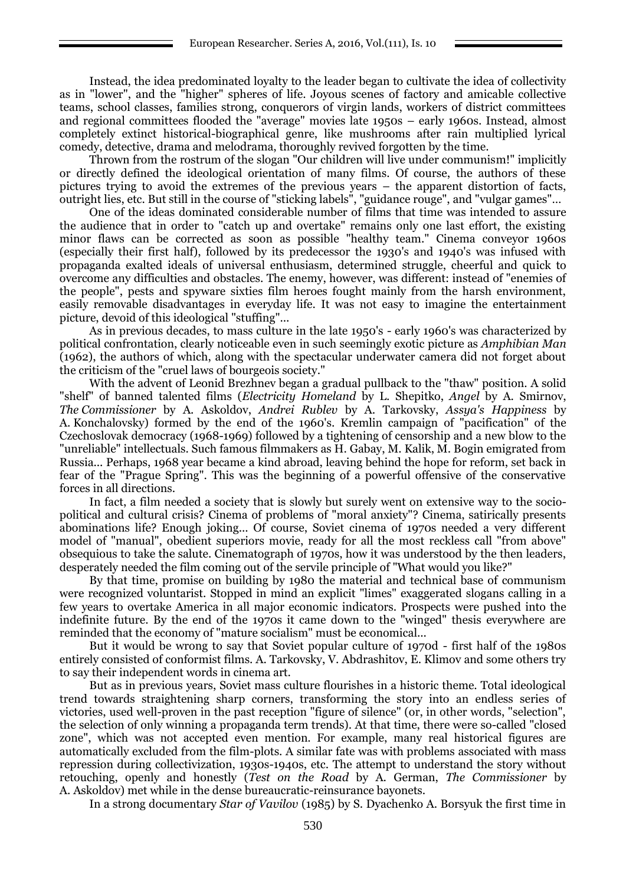Instead, the idea predominated loyalty to the leader began to cultivate the idea of collectivity as in "lower", and the "higher" spheres of life. Joyous scenes of factory and amicable collective teams, school classes, families strong, conquerors of virgin lands, workers of district committees and regional committees flooded the "average" movies late 1950s – early 1960s. Instead, almost completely extinct historical-biographical genre, like mushrooms after rain multiplied lyrical comedy, detective, drama and melodrama, thoroughly revived forgotten by the time.

Thrown from the rostrum of the slogan "Our children will live under communism!" implicitly or directly defined the ideological orientation of many films. Of course, the authors of these pictures trying to avoid the extremes of the previous years – the apparent distortion of facts, outright lies, etc. But still in the course of "sticking labels", "guidance rouge", and "vulgar games"...

One of the ideas dominated considerable number of films that time was intended to assure the audience that in order to "catch up and overtake" remains only one last effort, the existing minor flaws can be corrected as soon as possible "healthy team." Cinema conveyor 1960s (especially their first half), followed by its predecessor the 1930's and 1940's was infused with propaganda exalted ideals of universal enthusiasm, determined struggle, cheerful and quick to overcome any difficulties and obstacles. The enemy, however, was different: instead of "enemies of the people", pests and spyware sixties film heroes fought mainly from the harsh environment, easily removable disadvantages in everyday life. It was not easy to imagine the entertainment picture, devoid of this ideological "stuffing"...

As in previous decades, to mass culture in the late 1950's - early 1960's was characterized by political confrontation, clearly noticeable even in such seemingly exotic picture as *Amphibian Man* (1962), the authors of which, along with the spectacular underwater camera did not forget about the criticism of the "cruel laws of bourgeois society."

With the advent of Leonid Brezhnev began a gradual pullback to the "thaw" position. A solid "shelf" of banned talented films (*Electricity Homeland* by L. Shepitko, *Angel* by A. Smirnov, *The Commissioner* by A. Askoldov, *Andrei Rublev* by A. Tarkovsky, *Assya's Happiness* by A. Konchalovsky) formed by the end of the 1960's. Kremlin campaign of "pacification" of the Czechoslovak democracy (1968-1969) followed by a tightening of censorship and a new blow to the "unreliable" intellectuals. Such famous filmmakers as H. Gabay, M. Kalik, M. Bogin emigrated from Russia... Perhaps, 1968 year became a kind abroad, leaving behind the hope for reform, set back in fear of the "Prague Spring". This was the beginning of a powerful offensive of the conservative forces in all directions.

In fact, a film needed a society that is slowly but surely went on extensive way to the socio-political and cultural crisis? Cinema of problems of "moral anxiety"? Cinema, satirically presents abominations life? Enough joking... Of course, Soviet cinema of 1970s needed a very different model of "manual", obedient superiors movie, ready for all the most reckless call "from above" obsequious to take the salute. Cinematograph of 1970s, how it was understood by the then leaders, desperately needed the film coming out of the servile principle of "What would you like?"

By that time, promise on building by 1980 the material and technical base of communism were recognized voluntarist. Stopped in mind an explicit "limes" exaggerated slogans calling in a few years to overtake America in all major economic indicators. Prospects were pushed into the indefinite future. By the end of the 1970s it came down to the "winged" thesis everywhere are reminded that the economy of "mature socialism" must be economical...

But it would be wrong to say that Soviet popular culture of 1970d - first half of the 1980s entirely consisted of conformist films. A. Tarkovsky, V. Abdrashitov, E. Klimov and some others try to say their independent words in cinema art.

But as in previous years, Soviet mass culture flourishes in a historic theme. Total ideological trend towards straightening sharp corners, transforming the story into an endless series of victories, used well-proven in the past reception "figure of silence" (or, in other words, "selection", the selection of only winning a propaganda term trends). At that time, there were so-called "closed zone", which was not accepted even mention. For example, many real historical figures are automatically excluded from the film-plots. A similar fate was with problems associated with mass repression during collectivization, 1930s-1940s, etc. The attempt to understand the story without retouching, openly and honestly (*Test on the Road* by A. German, *The Commissioner* by A. Askoldov) met while in the dense bureaucratic-reinsurance bayonets.

In a strong documentary *Star of Vavilov* (1985) by S. Dyachenko A. Borsyuk the first time in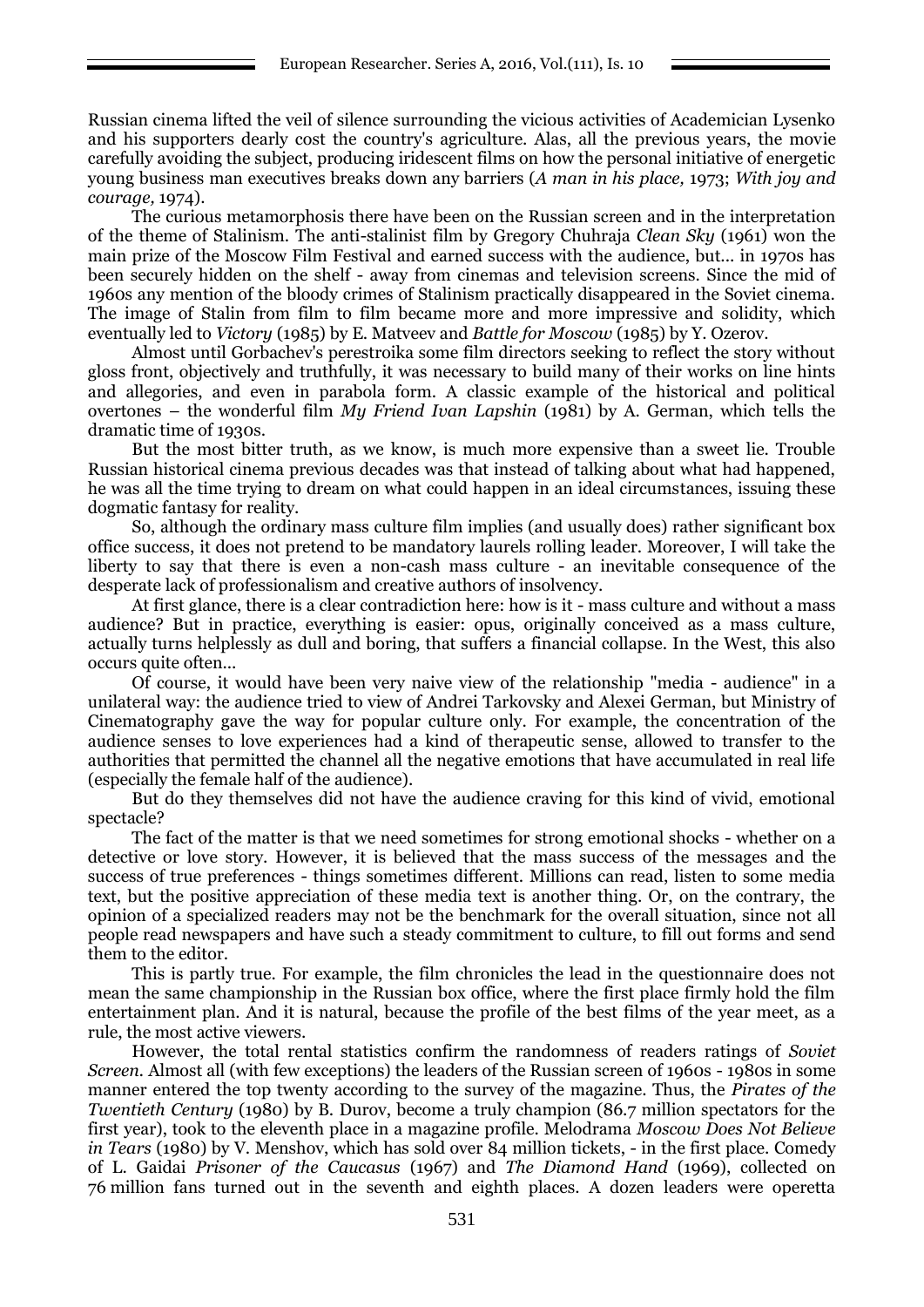Russian cinema lifted the veil of silence surrounding the vicious activities of Academician Lysenko and his supporters dearly cost the country's agriculture. Alas, all the previous years, the movie carefully avoiding the subject, producing iridescent films on how the personal initiative of energetic young business man executives breaks down any barriers (*A man in his place,* 1973; *With joy and courage,* 1974).

The curious metamorphosis there have been on the Russian screen and in the interpretation of the theme of Stalinism. The anti-stalinist film by Gregory Chuhraja *Clean Sky* (1961) won the main prize of the Moscow Film Festival and earned success with the audience, but... in 1970s has been securely hidden on the shelf - away from cinemas and television screens. Since the mid of 1960s any mention of the bloody crimes of Stalinism practically disappeared in the Soviet cinema. The image of Stalin from film to film became more and more impressive and solidity, which eventually led to *Victory* (1985) by E. Matveev and *Battle for Moscow* (1985) by Y. Ozerov.

Almost until Gorbachev's perestroika some film directors seeking to reflect the story without gloss front, objectively and truthfully, it was necessary to build many of their works on line hints and allegories, and even in parabola form. A classic example of the historical and political overtones – the wonderful film *My Friend Ivan Lapshin* (1981) by A. German, which tells the dramatic time of 1930s.

But the most bitter truth, as we know, is much more expensive than a sweet lie. Trouble Russian historical cinema previous decades was that instead of talking about what had happened, he was all the time trying to dream on what could happen in an ideal circumstances, issuing these dogmatic fantasy for reality.

So, although the ordinary mass culture film implies (and usually does) rather significant box office success, it does not pretend to be mandatory laurels rolling leader. Moreover, I will take the liberty to say that there is even a non-cash mass culture - an inevitable consequence of the desperate lack of professionalism and creative authors of insolvency.

At first glance, there is a clear contradiction here: how is it - mass culture and without a mass audience? But in practice, everything is easier: opus, originally conceived as a mass culture, actually turns helplessly as dull and boring, that suffers a financial collapse. In the West, this also occurs quite often...

Of course, it would have been very naive view of the relationship "media - audience" in a unilateral way: the audience tried to view of Andrei Tarkovsky and Alexei German, but Ministry of Cinematography gave the way for popular culture only. For example, the concentration of the audience senses to love experiences had a kind of therapeutic sense, allowed to transfer to the authorities that permitted the channel all the negative emotions that have accumulated in real life (especially the female half of the audience).

But do they themselves did not have the audience craving for this kind of vivid, emotional spectacle?

The fact of the matter is that we need sometimes for strong emotional shocks - whether on a detective or love story. However, it is believed that the mass success of the messages and the success of true preferences - things sometimes different. Millions can read, listen to some media text, but the positive appreciation of these media text is another thing. Or, on the contrary, the opinion of a specialized readers may not be the benchmark for the overall situation, since not all people read newspapers and have such a steady commitment to culture, to fill out forms and send them to the editor.

This is partly true. For example, the film chronicles the lead in the questionnaire does not mean the same championship in the Russian box office, where the first place firmly hold the film entertainment plan. And it is natural, because the profile of the best films of the year meet, as a rule, the most active viewers.

However, the total rental statistics confirm the randomness of readers ratings of *Soviet Screen*. Almost all (with few exceptions) the leaders of the Russian screen of 1960s - 1980s in some manner entered the top twenty according to the survey of the magazine. Thus, the *Pirates of the Twentieth Century* (1980) by B. Durov, become a truly champion (86.7 million spectators for the first year), took to the eleventh place in a magazine profile. Melodrama *Moscow Does Not Believe in Tears* (1980) by V. Menshov, which has sold over 84 million tickets, - in the first place. Comedy of L. Gaidai *Prisoner of the Caucasus* (1967) and *The Diamond Hand* (1969), collected on 76 million fans turned out in the seventh and eighth places. A dozen leaders were operetta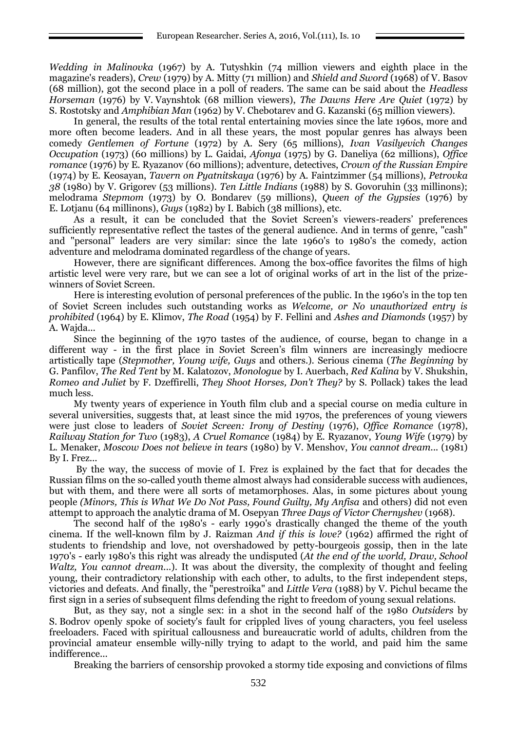*Wedding in Malinovka* (1967) by A. Tutyshkin (74 million viewers and eighth place in the magazine's readers), *Crew* (1979) by A. Mitty (71 million) and *Shield and Sword* (1968) of V. Basov (68 million), got the second place in a poll of readers. The same can be said about the *Headless Horseman* (1976) by V. Vaynshtok (68 million viewers), *The Dawns Here Are Quiet* (1972) by S. Rostotsky and *Amphibian Man* (1962) by V. Chebotarev and G. Kazanski (65 million viewers).

In general, the results of the total rental entertaining movies since the late 1960s, more and more often become leaders. And in all these years, the most popular genres has always been comedy *Gentlemen of Fortune* (1972) by A. Sery (65 millions), *Ivan Vasilyevich Changes Occupation* (1973) (60 millions) by L. Gaidai, *Afonya* (1975) by G. Daneliya (62 millions), *Office romance* (1976) by E. Ryazanov (60 millions); adventure, detectives, *Crown of the Russian Empire* (1974) by E. Keosayan, *Tavern on Pyatnitskaya* (1976) by A. Faintzimmer (54 millions), *Petrovka 38* (1980) by V. Grigorev (53 millions). *Ten Little Indians* (1988) by S. Govoruhin (33 millinons); melodrama *Stepmom* (1973) by O. Bondarev (59 millions), *Queen of the Gypsies* (1976) by E. Lotjanu (64 millinons), *Guys* (1982) by I. Babich (38 millions), etc.

As a result, it can be concluded that the Soviet Screen's viewers-readers' preferences sufficiently representative reflect the tastes of the general audience. And in terms of genre, "cash" and "personal" leaders are very similar: since the late 1960's to 1980's the comedy, action adventure and melodrama dominated regardless of the change of years.

However, there are significant differences. Among the box-office favorites the films of high artistic level were very rare, but we can see a lot of original works of art in the list of the prize-winners of Soviet Screen.

Here is interesting evolution of personal preferences of the public. In the 1960's in the top ten of Soviet Screen includes such outstanding works as *Welcome, or No unauthorized entry is prohibited* (1964) by E. Klimov, *The Road* (1954) by F. Fellini and *Ashes and Diamonds* (1957) by A. Wajda...

Since the beginning of the 1970 tastes of the audience, of course, began to change in a different way - in the first place in Soviet Screen's film winners are increasingly mediocre artistically tape (*Stepmother, Young wife, Guys* and others.). Serious cinema (*The Beginning* by G. Panfilov, *The Red Tent* by M. Kalatozov, *Monologue* by I. Auerbach, *Red Kalina* by V. Shukshin, *Romeo and Juliet* by F. Dzeffirelli, *They Shoot Horses, Don't They?* by S. Pollack) takes the lead much less.

My twenty years of experience in Youth film club and a special course on media culture in several universities, suggests that, at least since the mid 1970s, the preferences of young viewers were just close to leaders of *Soviet Screen: Irony of Destiny* (1976), *Office Romance* (1978), *Railway Station for Two* (1983), *A Cruel Romance* (1984) by E. Ryazanov, *Young Wife* (1979) by L. Menaker, *Moscow Does not believe in tears* (1980) by V. Menshov, *You cannot dream...* (1981) By I. Frez...

By the way, the success of movie of I. Frez is explained by the fact that for decades the Russian films on the so-called youth theme almost always had considerable success with audiences, but with them, and there were all sorts of metamorphoses. Alas, in some pictures about young people *(Minors, This is What We Do Not Pass, Found Guilty, My Anfisa* and others) did not even attempt to approach the analytic drama of M. Osepyan *Three Days of Victor Chernyshev* (1968).

The second half of the 1980's - early 1990's drastically changed the theme of the youth cinema. If the well-known film by J. Raizman *And if this is love?* (1962) affirmed the right of students to friendship and love, not overshadowed by petty-bourgeois gossip, then in the late 1970's - early 1980's this right was already the undisputed (*At the end of the world, Draw, School Waltz, You cannot dream...*). It was about the diversity, the complexity of thought and feeling young, their contradictory relationship with each other, to adults, to the first independent steps, victories and defeats. And finally, the "perestroika" and *Little Vera* (1988) by V. Pichul became the first sign in a series of subsequent films defending the right to freedom of young sexual relations.

But, as they say, not a single sex: in a shot in the second half of the 1980 *Outsiders* by S. Bodrov openly spoke of society's fault for crippled lives of young characters, you feel useless freeloaders. Faced with spiritual callousness and bureaucratic world of adults, children from the provincial amateur ensemble willy-nilly trying to adapt to the world, and paid him the same indifference...

Breaking the barriers of censorship provoked a stormy tide exposing and convictions of films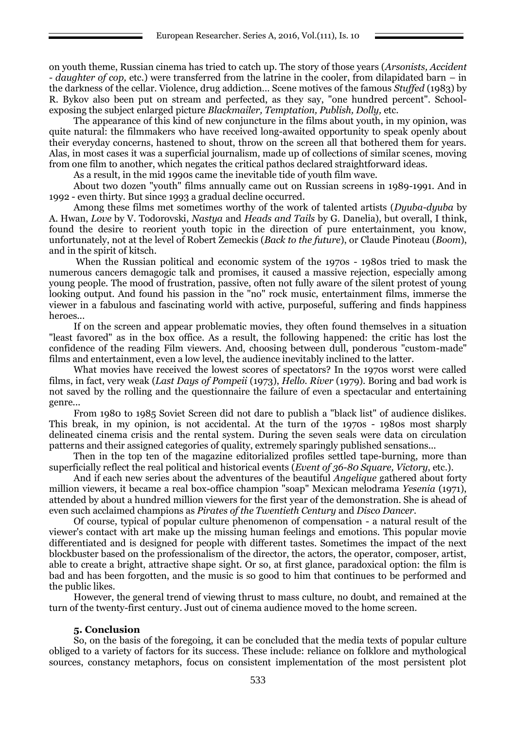on youth theme, Russian cinema has tried to catch up. The story of those years (*Arsonists, Accident - daughter of cop,* etc.) were transferred from the latrine in the cooler, from dilapidated barn – in the darkness of the cellar. Violence, drug addiction... Scene motives of the famous *Stuffed* (1983) by R. Bykov also been put on stream and perfected, as they say, "one hundred percent". School-exposing the subject enlarged picture *Blackmailer, Temptation, Publish, Dolly,* etc.

The appearance of this kind of new conjuncture in the films about youth, in my opinion, was quite natural: the filmmakers who have received long-awaited opportunity to speak openly about their everyday concerns, hastened to shout, throw on the screen all that bothered them for years. Alas, in most cases it was a superficial journalism, made up of collections of similar scenes, moving from one film to another, which negates the critical pathos declared straightforward ideas.

As a result, in the mid 1990s came the inevitable tide of youth film wave.

About two dozen "youth" films annually came out on Russian screens in 1989-1991. And in 1992 - even thirty. But since 1993 a gradual decline occurred.

Among these films met sometimes worthy of the work of talented artists (*Dyuba-dyuba* by A. Hwan, *Love* by V. Todorovski, *Nastya* and *Heads and Tails* by G. Danelia), but overall, I think, found the desire to reorient youth topic in the direction of pure entertainment, you know, unfortunately, not at the level of Robert Zemeckis (*Back to the future*), or Claude Pinoteau (*Boom*), and in the spirit of kitsch.

When the Russian political and economic system of the 1970s - 1980s tried to mask the numerous cancers demagogic talk and promises, it caused a massive rejection, especially among young people. The mood of frustration, passive, often not fully aware of the silent protest of young looking output. And found his passion in the "no" rock music, entertainment films, immerse the viewer in a fabulous and fascinating world with active, purposeful, suffering and finds happiness heroes...

If on the screen and appear problematic movies, they often found themselves in a situation "least favored" as in the box office. As a result, the following happened: the critic has lost the confidence of the reading Film viewers. And, choosing between dull, ponderous "custom-made" films and entertainment, even a low level, the audience inevitably inclined to the latter.

What movies have received the lowest scores of spectators? In the 1970s worst were called films, in fact, very weak (*Last Days of Pompeii* (1973), *Hello. River* (1979). Boring and bad work is not saved by the rolling and the questionnaire the failure of even a spectacular and entertaining genre...

From 1980 to 1985 Soviet Screen did not dare to publish a "black list" of audience dislikes. This break, in my opinion, is not accidental. At the turn of the 1970s - 1980s most sharply delineated cinema crisis and the rental system. During the seven seals were data on circulation patterns and their assigned categories of quality, extremely sparingly published sensations...

Then in the top ten of the magazine editorialized profiles settled tape-burning, more than superficially reflect the real political and historical events (*Event of 36-80 Square, Victory*, etc.).

And if each new series about the adventures of the beautiful *Angelique* gathered about forty million viewers, it became a real box-office champion "soap" Mexican melodrama *Yesenia* (1971), attended by about a hundred million viewers for the first year of the demonstration. She is ahead of even such acclaimed champions as *Pirates of the Twentieth Century* and *Disco Dancer*.

Of course, typical of popular culture phenomenon of compensation - a natural result of the viewer's contact with art make up the missing human feelings and emotions. This popular movie differentiated and is designed for people with different tastes. Sometimes the impact of the next blockbuster based on the professionalism of the director, the actors, the operator, composer, artist, able to create a bright, attractive shape sight. Or so, at first glance, paradoxical option: the film is bad and has been forgotten, and the music is so good to him that continues to be performed and the public likes.

However, the general trend of viewing thrust to mass culture, no doubt, and remained at the turn of the twenty-first century. Just out of cinema audience moved to the home screen.

### 5. Conclusion

So, on the basis of the foregoing, it can be concluded that the media texts of popular culture obliged to a variety of factors for its success. These include: reliance on folklore and mythological sources, constancy metaphors, focus on consistent implementation of the most persistent plot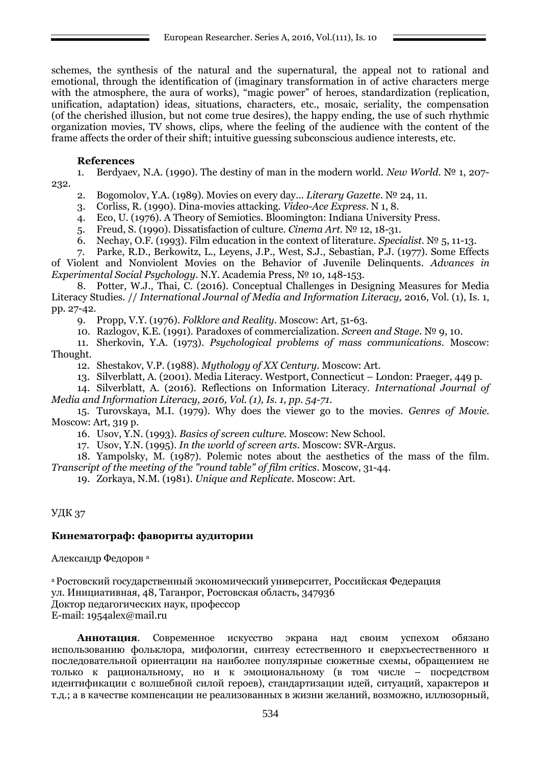schemes, the synthesis of the natural and the supernatural, the appeal not to rational and emotional, through the identification of (imaginary transformation in of active characters merge with the atmosphere, the aura of works), "magic power" of heroes, standardization (replication, unification, adaptation) ideas, situations, characters, etc., mosaic, seriality, the compensation (of the cherished illusion, but not come true desires), the happy ending, the use of such rhythmic organization movies, TV shows, clips, where the feeling of the audience with the content of the frame affects the order of their shift; intuitive guessing subconscious audience interests, etc.

**References**

1. Berdyaev, N.A. (1990). The destiny of man in the modern world. *New World*. № 1, 207-232.
2. Bogomolov, Y.A. (1989). Movies on every day... *Literary Gazette*. № 24, 11.
3. Corliss, R. (1990). Dina-movies attacking. *Video-Ace Express*. N 1, 8.
4. Eco, U. (1976). A Theory of Semiotics. Bloomington: Indiana University Press.
5. Freud, S. (1990). Dissatisfaction of culture. *Cinema Art*. № 12, 18-31.
6. Nechay, O.F. (1993). Film education in the context of literature. *Specialist*. № 5, 11-13.
7. Parke, R.D., Berkowitz, L., Leyens, J.P., West, S.J., Sebastian, P.J. (1977). Some Effects of Violent and Nonviolent Movies on the Behavior of Juvenile Delinquents. *Advances in Experimental Social Psychology*. N.Y. Academia Press, № 10, 148-153.
8. Potter, W.J., Thai, C. (2016). Conceptual Challenges in Designing Measures for Media Literacy Studies. // *International Journal of Media and Information Literacy,* 2016, Vol. (1), Is. 1, pp. 27-42.
9. Propp, V.Y. (1976). *Folklore and Reality*. Moscow: Art, 51-63.
10. Razlogov, K.E. (1991). Paradoxes of commercialization. *Screen and Stage*. № 9, 10.
11. Sherkovin, Y.A. (1973). *Psychological problems of mass communications*. Moscow: Thought.
12. Shestakov, V.P. (1988). *Mythology of XX Century*. Moscow: Art.
13. Silverblatt, A. (2001). Media Literacy. Westport, Connecticut – London: Praeger, 449 p.
14. Silverblatt, A. (2016). Reflections on Information Literacy. *International Journal of Media and Information Literacy, 2016, Vol. (1), Is. 1, pp. 54-71.*
15. Turovskaya, M.I. (1979). Why does the viewer go to the movies. *Genres of Movie*. Moscow: Art, 319 p.
16. Usov, Y.N. (1993). *Basics of screen culture*. Moscow: New School.
17. Usov, Y.N. (1995). *In the world of screen arts*. Moscow: SVR-Argus.
18. Yampolsky, M. (1987). Polemic notes about the aesthetics of the mass of the film. *Transcript of the meeting of the "round table" of film critics*. Moscow, 31-44.
19. Zorkaya, N.M. (1981). *Unique and Replicate*. Moscow: Art.

УДК 37

## Кинематограф: фавориты аудитории

Александр Федоров [a]

[a] Ростовский государственный экономический университет, Российская Федерация
ул. Инициативная, 48, Таганрог, Ростовская область, 347936
Доктор педагогических наук, профессор
E-mail: 1954alex@mail.ru

**Аннотация**. Современное искусство экрана над своим успехом обязано использованию фольклора, мифологии, синтезу естественного и сверхъестественного и последовательной ориентации на наиболее популярные сюжетные схемы, обращением не только к рациональному, но и к эмоциональному (в том числе – посредством идентификации с волшебной силой героев), стандартизации идей, ситуаций, характеров и т.д.; а в качестве компенсации не реализованных в жизни желаний, возможно, иллюзорный,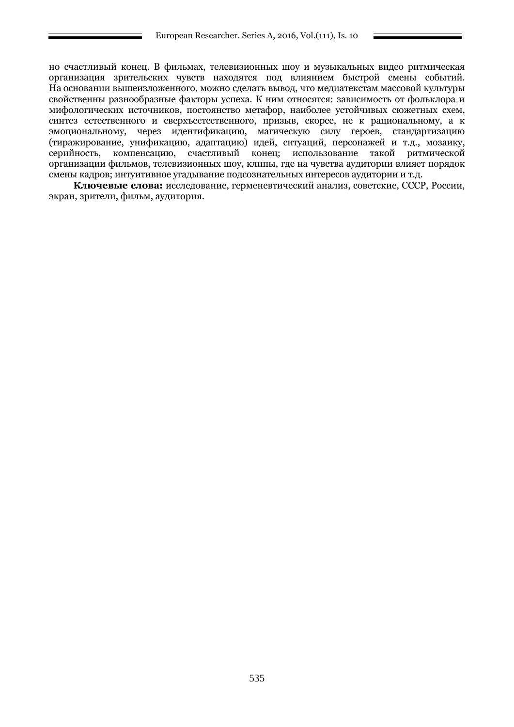но счастливый конец. В фильмах, телевизионных шоу и музыкальных видео ритмическая организация зрительских чувств находятся под влиянием быстрой смены событий. На основании вышеизложенного, можно сделать вывод, что медиатекстам массовой культуры свойственны разнообразные факторы успеха. К ним относятся: зависимость от фольклора и мифологических источников, постоянство метафор, наиболее устойчивых сюжетных схем, синтез естественного и сверхъестественного, призыв, скорее, не к рациональному, а к эмоциональному, через идентификацию, магическую силу героев, стандартизацию (тиражирование, унификацию, адаптацию) идей, ситуаций, персонажей и т.д., мозаику, серийность, компенсацию, счастливый конец; использование такой ритмической организации фильмов, телевизионных шоу, клипы, где на чувства аудитории влияет порядок смены кадров; интуитивное угадывание подсознательных интересов аудитории и т.д.

**Ключевые слова:** исследование, герменевтический анализ, советские, СССР, России, экран, зрители, фильм, аудитория.